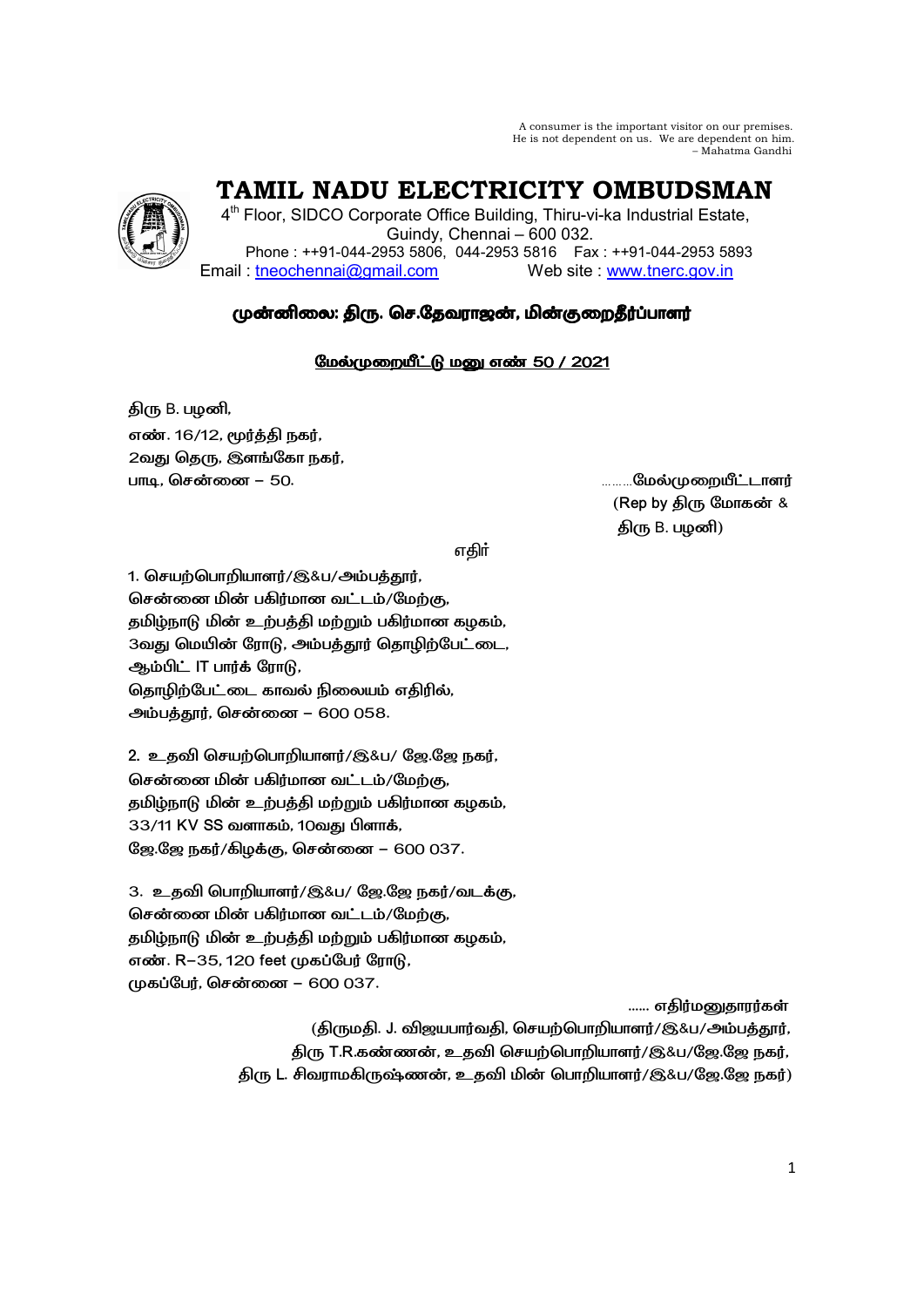A consumer is the important visitor on our premises.
He is not dependent on us. We are dependent on him.
– Mahatma Gandhi

# TAMIL NADU ELECTRICITY OMBUDSMAN

4th Floor, SIDCO Corporate Office Building, Thiru-vi-ka Industrial Estate,
Guindy, Chennai – 600 032.
Phone : ++91-044-2953 5806, 044-2953 5816 Fax : ++91-044-2953 5893
Email : tneochennai@gmail.com Web site : www.tnerc.gov.in

## முன்னிலை: திரு. செ.தேவராஜன், மின்குறைதீர்ப்பாளர்

**மேல்முறையீட்டு மனு எண் 50 / 2021**

திரு B. பழனி,
எண். 16/12, மூர்த்தி நகர்,
2வது தெரு, இளங்கோ நகர்,
பாடி, சென்னை – 50. ………மேல்முறையீட்டாளர்
(Rep by திரு மோகன் &
திரு B. பழனி)

எதிர்

1. செயற்பொறியாளர்/இ&ப/அம்பத்தூர்,
சென்னை மின் பகிர்மான வட்டம்/மேற்கு,
தமிழ்நாடு மின் உற்பத்தி மற்றும் பகிர்மான கழகம்,
3வது மெயின் ரோடு, அம்பத்தூர் தொழிற்பேட்டை,
ஆம்பிட் IT பார்க் ரோடு,
தொழிற்பேட்டை காவல் நிலையம் எதிரில்,
அம்பத்தூர், சென்னை – 600 058.

2. உதவி செயற்பொறியாளர்/இ&ப/ ஜே.ஜே நகர்,
சென்னை மின் பகிர்மான வட்டம்/மேற்கு,
தமிழ்நாடு மின் உற்பத்தி மற்றும் பகிர்மான கழகம்,
33/11 KV SS வளாகம், 10வது பிளாக்,
ஜே.ஜே நகர்/கிழக்கு, சென்னை – 600 037.

3. உதவி பொறியாளர்/இ&ப/ ஜே.ஜே நகர்/வடக்கு,
சென்னை மின் பகிர்மான வட்டம்/மேற்கு,
தமிழ்நாடு மின் உற்பத்தி மற்றும் பகிர்மான கழகம்,
எண். R–35, 120 feet முகப்பேர் ரோடு,
முகப்பேர், சென்னை – 600 037.

...... எதிர்மனுதாரர்கள்
(திருமதி. J. விஜயபார்வதி, செயற்பொறியாளர்/இ&ப/அம்பத்தூர்,
திரு T.R.கண்ணன், உதவி செயற்பொறியாளர்/இ&ப/ஜே.ஜே நகர்,
திரு L. சிவராமகிருஷ்ணன், உதவி மின் பொறியாளர்/இ&ப/ஜே.ஜே நகர்)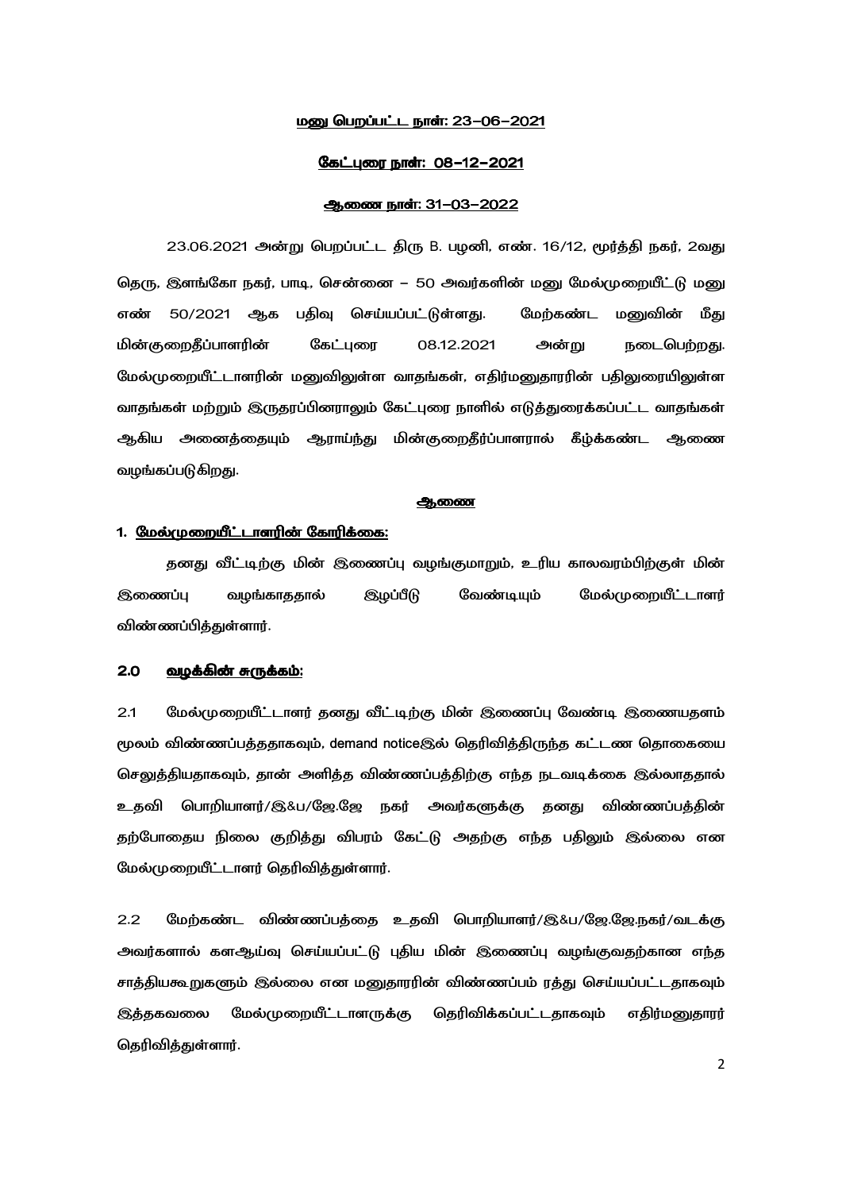<u>மனு பெறப்பட்ட நாள்: 23–06–2021</u>

<u>கேட்புரை நாள்: 08–12–2021</u>

<u>ஆணை நாள்: 31–03–2022</u>

23.06.2021 அன்று பெறப்பட்ட திரு B. பழனி, எண். 16/12, மூர்த்தி நகர், 2வது தெரு, இளங்கோ நகர், பாடி, சென்னை – 50 அவர்களின் மனு மேல்முறையீட்டு மனு எண் 50/2021 ஆக பதிவு செய்யப்பட்டுள்ளது. மேற்கண்ட மனுவின் மீது மின்குறைதீப்பாளரின் கேட்புரை 08.12.2021 அன்று நடைபெற்றது. மேல்முறையீட்டாளரின் மனுவிலுள்ள வாதங்கள், எதிர்மனுதாரரின் பதிலுரையிலுள்ள வாதங்கள் மற்றும் இருதரப்பினராலும் கேட்புரை நாளில் எடுத்துரைக்கப்பட்ட வாதங்கள் ஆகிய அனைத்தையும் ஆராய்ந்து மின்குறைதீர்ப்பாளரால் கீழ்க்கண்ட ஆணை வழங்கப்படுகிறது.

## <u>ஆணை</u>

### 1. <u>மேல்முறையீட்டாளரின் கோரிக்கை:</u>

தனது வீட்டிற்கு மின் இணைப்பு வழங்குமாறும், உரிய காலவரம்பிற்குள் மின் இணைப்பு வழங்காததால் இழப்பீடு வேண்டியும் மேல்முறையீட்டாளர் விண்ணப்பித்துள்ளார்.

### 2.0 <u>வழக்கின் சுருக்கம்:</u>

2.1 மேல்முறையீட்டாளர் தனது வீட்டிற்கு மின் இணைப்பு வேண்டி இணையதளம் மூலம் விண்ணபத்ததாகவும், demand noticeஇல் தெரிவித்திருந்த கட்டண தொகையை செலுத்தியதாகவும், தான் அளித்த விண்ணப்பத்திற்கு எந்த நடவடிக்கை இல்லாததால் உதவி பொறியாளர்/இ&ப/ஜே.ஜே நகர் அவர்களுக்கு தனது விண்ணப்பத்தின் தற்போதைய நிலை குறித்து விபரம் கேட்டு அதற்கு எந்த பதிலும் இல்லை என மேல்முறையீட்டாளர் தெரிவித்துள்ளார்.

2.2 மேற்கண்ட விண்ணப்பத்தை உதவி பொறியாளர்/இ&ப/ஜே.ஜே.நகர்/வடக்கு அவர்களால் களஆய்வு செய்யப்பட்டு புதிய மின் இணைப்பு வழங்குவதற்கான எந்த சாத்தியகூறுகளும் இல்லை என மனுதாரரின் விண்ணப்பம் ரத்து செய்யப்பட்டதாகவும் இத்தகவலை மேல்முறையீட்டாளருக்கு தெரிவிக்கப்பட்டதாகவும் எதிர்மனுதாரர் தெரிவித்துள்ளார்.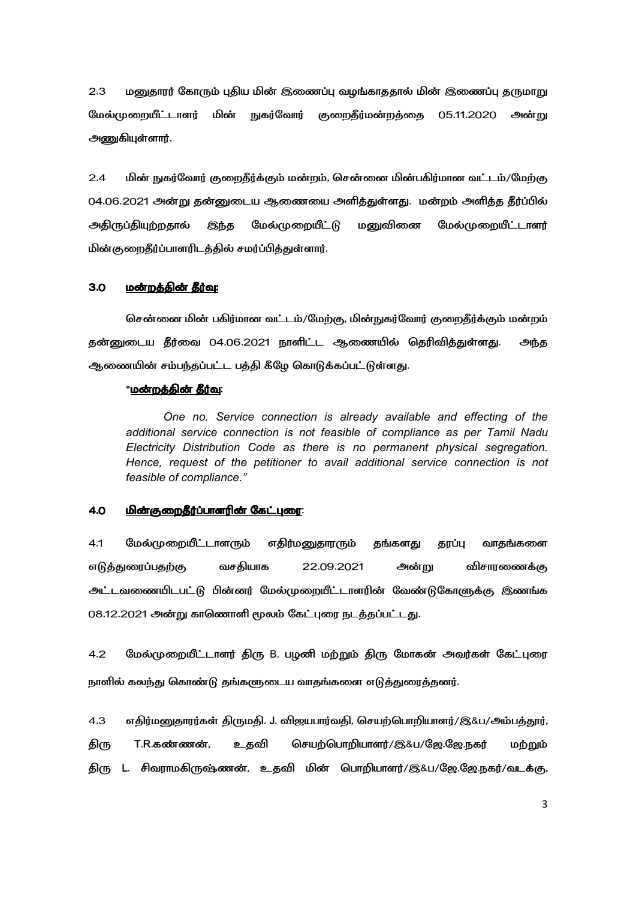2.3 மனுதாரர் கோரும் புதிய மின் இணைப்பு வழங்காததால் மின் இணைப்பு தருமாறு மேல்முறையீட்டாளர் மின் நுகர்வோர் குறைதீர்மன்றத்தை 05.11.2020 அன்று அணுகியுள்ளார்.

2.4 மின் நுகர்வோர் குறைதீர்க்கும் மன்றம், சென்னை மின்பகிர்மான வட்டம்/மேற்கு 04.06.2021 அன்று தன்னுடைய ஆணையை அளித்துள்ளது. மன்றம் அளித்த தீர்ப்பில் அதிருப்தியுற்றதால் இந்த மேல்முறையீட்டு மனுவினை மேல்முறையீட்டாளர் மின்குறைதீர்ப்பாளரிடத்தில் சமர்ப்பித்துள்ளார்.

## 3.0 <u>மன்றத்தின் தீர்வு:</u>

சென்னை மின் பகிர்மான வட்டம்/மேற்கு, மின்நுகர்வோர் குறைதீர்க்கும் மன்றம் தன்னுடைய தீர்வை 04.06.2021 நாளிட்ட ஆணையில் தெரிவித்துள்ளது. அந்த ஆணையின் சம்பந்தப்பட்ட பத்தி கீழே கொடுக்கப்பட்டுள்ளது.

"<u>**மன்றத்தின் தீர்வு**</u>:

*One no. Service connection is already available and effecting of the additional service connection is not feasible of compliance as per Tamil Nadu Electricity Distribution Code as there is no permanent physical segregation. Hence, request of the petitioner to avail additional service connection is not feasible of compliance."*

## 4.0 <u>மின்குறைதீர்ப்பாளரின் கேட்புரை</u>:

4.1 மேல்முறையீட்டாளரும் எதிர்மனுதாரரும் தங்களது தரப்பு வாதங்களை எடுத்துரைப்பதற்கு வசதியாக 22.09.2021 அன்று விசாரணைக்கு அட்டவணையிடபட்டு பின்னர் மேல்முறையீட்டாளரின் வேண்டுகோளுக்கு இணங்க 08.12.2021 அன்று காணொளி மூலம் கேட்புரை நடத்தப்பட்டது.

4.2 மேல்முறையீட்டாளர் திரு B. பழனி மற்றும் திரு மோகன் அவர்கள் கேட்புரை நாளில் கலந்து கொண்டு தங்களுடைய வாதங்களை எடுத்துரைத்தனர்.

4.3 எதிர்மனுதாரர்கள் திருமதி. J. விஜயபார்வதி, செயற்பொறியாளர்/இ&ப/அம்பத்தூர், திரு T.R.கண்ணன், உதவி செயற்பொறியாளர்/இ&ப/ஜே.ஜே.நகர் மற்றும் திரு L. சிவராமகிருஷ்ணன், உதவி மின் பொறியாளர்/இ&ப/ஜே.ஜே.நகர்/வடக்கு,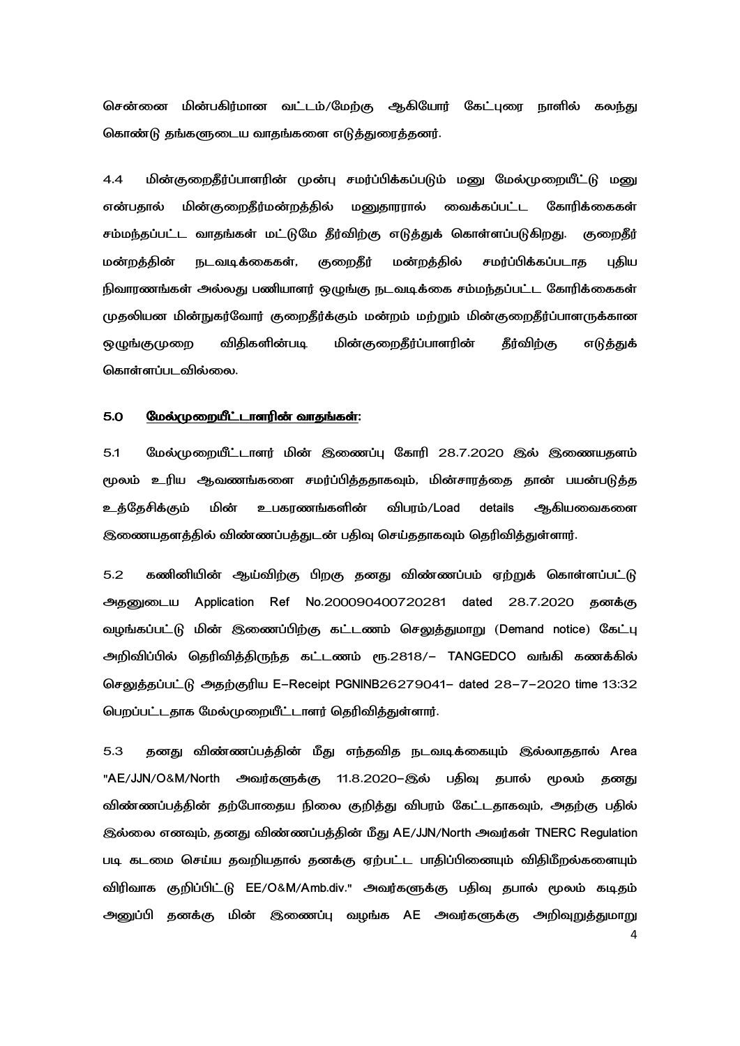சென்னை மின்பகிர்மான வட்டம்/மேற்கு ஆகியோர் கேட்புரை நாளில் கலந்து கொண்டு தங்களுடைய வாதங்களை எடுத்துரைத்தனர்.

4.4 மின்குறைதீர்ப்பாளரின் முன்பு சமர்ப்பிக்கப்படும் மனு மேல்முறையீட்டு மனு என்பதால் மின்குறைதீர்மன்றத்தில் மனுதாரரால் வைக்கப்பட்ட கோரிக்கைகள் சம்மந்தப்பட்ட வாதங்கள் மட்டுமே தீர்விற்கு எடுத்துக் கொள்ளப்படுகிறது. குறைதீர் மன்றத்தின் நடவடிக்கைகள், குறைதீர் மன்றத்தில் சமர்ப்பிக்கப்படாத புதிய நிவாரணங்கள் அல்லது பணியாளர் ஒழுங்கு நடவடிக்கை சம்மந்தப்பட்ட கோரிக்கைகள் முதலியன மின்நுகர்வோர் குறைதீர்க்கும் மன்றம் மற்றும் மின்குறைதீர்ப்பாளருக்கான ஒழுங்குமுறை விதிகளின்படி மின்குறைதீர்ப்பாளரின் தீர்விற்கு எடுத்துக் கொள்ளப்படவில்லை.

## 5.0 <u>மேல்முறையீட்டாளரின் வாதங்கள்:</u>

5.1 மேல்முறையீட்டாளர் மின் இணைப்பு கோரி 28.7.2020 இல் இணையதளம் மூலம் உரிய ஆவணங்களை சமர்ப்பித்ததாகவும், மின்சாரத்தை தான் பயன்படுத்த உத்தேசிக்கும் மின் உபகரணங்களின் விபரம்/Load details ஆகியவைகளை இணையதளத்தில் விண்ணப்பத்துடன் பதிவு செய்ததாகவும் தெரிவித்துள்ளார்.

5.2 கணினியின் ஆய்விற்கு பிறகு தனது விண்ணப்பம் ஏற்றுக் கொள்ளப்பட்டு அதனுடைய Application Ref No.200090400720281 dated 28.7.2020 தனக்கு வழங்கப்பட்டு மின் இணைப்பிற்கு கட்டணம் செலுத்துமாறு (Demand notice) கேட்பு அறிவிப்பில் தெரிவித்திருந்த கட்டணம் ரூ.2818/- TANGEDCO வங்கி கணக்கில் செலுத்தப்பட்டு அதற்குரிய E-Receipt PGNINB26279041- dated 28-7-2020 time 13:32 பெறப்பட்டதாக மேல்முறையீட்டாளர் தெரிவித்துள்ளார்.

5.3 தனது விண்ணப்பத்தின் மீது எந்தவித நடவடிக்கையும் இல்லாததால் Area "AE/JJN/O&M/North அவர்களுக்கு 11.8.2020-இல் பதிவு தபால் மூலம் தனது விண்ணப்பத்தின் தற்போதைய நிலை குறித்து விபரம் கேட்டதாகவும், அதற்கு பதில் இல்லை எனவும், தனது விண்ணப்பத்தின் மீது AE/JJN/North அவர்கள் TNERC Regulation படி கடமை செய்ய தவறியதால் தனக்கு ஏற்பட்ட பாதிப்பினையும் விதிமீறல்களையும் விரிவாக குறிப்பிட்டு EE/O&M/Amb.div." அவர்களுக்கு பதிவு தபால் மூலம் கடிதம் அனுப்பி தனக்கு மின் இணைப்பு வழங்க AE அவர்களுக்கு அறிவுறுத்துமாறு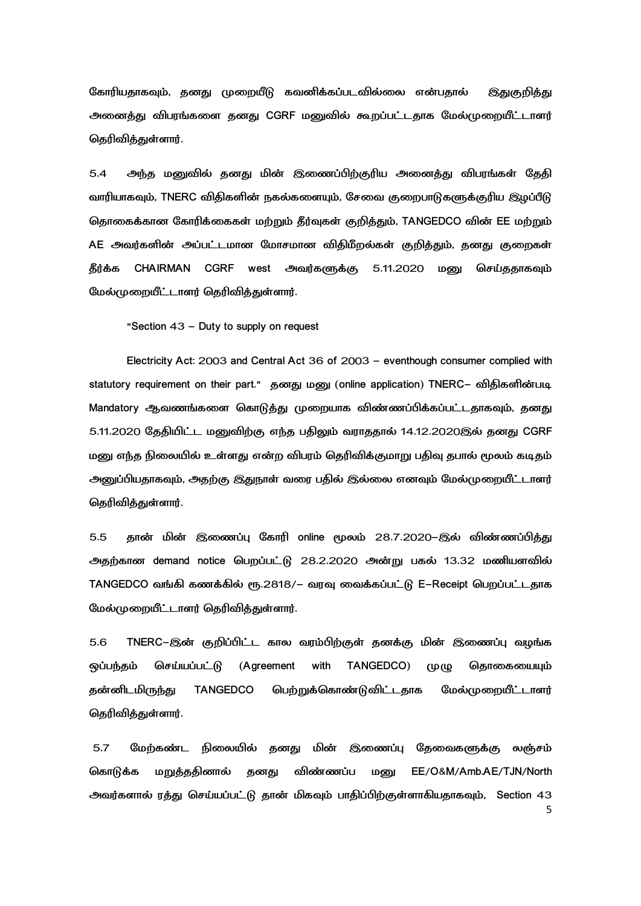கோரியதாகவும், தனது முறையீடு கவனிக்கப்படவில்லை என்பதால் இதுகுறித்து அனைத்து விபரங்களை தனது CGRF மனுவில் கூறப்பட்டதாக மேல்முறையீட்டாளர் தெரிவித்துள்ளார்.

5.4 அந்த மனுவில் தனது மின் இணைப்பிற்குரிய அனைத்து விபரங்கள் தேதி வாரியாகவும், TNERC விதிகளின் நகல்களையும், சேவை குறைபாடுகளுக்குரிய இழப்பீடு தொகைக்கான கோரிக்கைகள் மற்றும் தீர்வுகள் குறித்தும், TANGEDCO வின் EE மற்றும் AE அவர்களின் அப்பட்டமான மோசமான விதிமீறல்கள் குறித்தும், தனது குறைகள் தீர்க்க CHAIRMAN CGRF west அவர்களுக்கு 5.11.2020 மனு செய்ததாகவும் மேல்முறையீட்டாளர் தெரிவித்துள்ளார்.

"Section 43 – Duty to supply on request

Electricity Act: 2003 and Central Act 36 of 2003 – eventhough consumer complied with statutory requirement on their part." தனது மனு (online application) TNERC– விதிகளின்படி Mandatory ஆவணங்களை கொடுத்து முறையாக விண்ணப்பிக்கப்பட்டதாகவும், தனது 5.11.2020 தேதியிட்ட மனுவிற்கு எந்த பதிலும் வராததால் 14.12.2020இல் தனது CGRF மனு எந்த நிலையில் உள்ளது என்ற விபரம் தெரிவிக்குமாறு பதிவு தபால் மூலம் கடிதம் அனுப்பியதாகவும், அதற்கு இதுநாள் வரை பதில் இல்லை எனவும் மேல்முறையீட்டாளர் தெரிவித்துள்ளார்.

5.5 தான் மின் இணைப்பு கோரி online மூலம் 28.7.2020–இல் விண்ணப்பித்து அதற்கான demand notice பெறப்பட்டு 28.2.2020 அன்று பகல் 13.32 மணியளவில் TANGEDCO வங்கி கணக்கில் ரூ.2818/– வரவு வைக்கப்பட்டு E–Receipt பெறப்பட்டதாக மேல்முறையீட்டாளர் தெரிவித்துள்ளார்.

5.6 TNERC–இன் குறிப்பிட்ட கால வரம்பிற்குள் தனக்கு மின் இணைப்பு வழங்க ஒப்பந்தம் செய்யப்பட்டு (Agreement with TANGEDCO) முழு தொகையையும் தன்னிடமிருந்து TANGEDCO பெற்றுக்கொண்டுவிட்டதாக மேல்முறையீட்டாளர் தெரிவித்துள்ளார்.

5.7 மேற்கண்ட நிலையில் தனது மின் இணைப்பு தேவைகளுக்கு லஞ்சம் கொடுக்க மறுத்ததினால் தனது விண்ணப்ப மனு EE/O&M/Amb.AE/TJN/North அவர்களால் ரத்து செய்யப்பட்டு தான் மிகவும் பாதிப்பிற்குள்ளாகியதாகவும், Section 43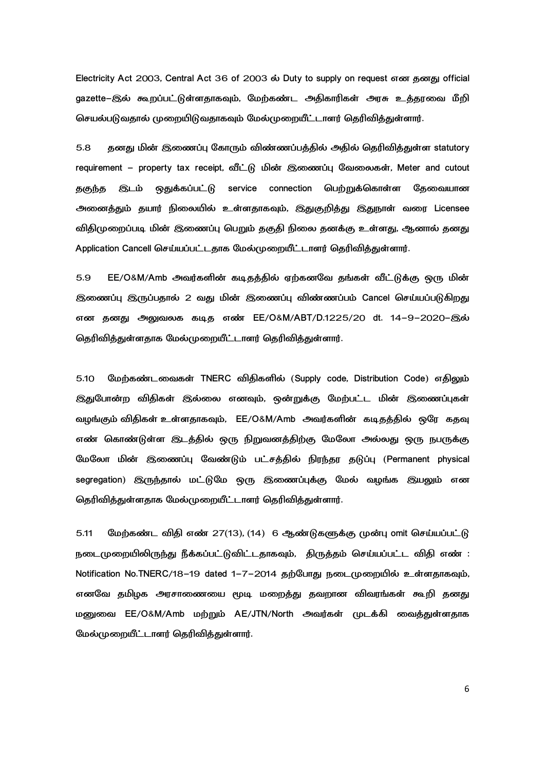Electricity Act 2003, Central Act 36 of 2003 ல் Duty to supply on request என தனது official gazette–இல் கூறப்பட்டுள்ளதாகவும், மேற்கண்ட அதிகாரிகள் அரசு உத்தரவை மீறி செயல்படுவதால் முறையிடுவதாகவும் மேல்முறையீட்டாளர் தெரிவித்துள்ளார்.

5.8 தனது மின் இணைப்பு கோரும் விண்ணப்பத்தில் அதில் தெரிவித்துள்ள statutory requirement – property tax receipt, வீட்டு மின் இணைப்பு வேலைகள், Meter and cutout தகுந்த இடம் ஒதுக்கப்பட்டு service connection பெற்றுக்கொள்ள தேவையான அனைத்தும் தயார் நிலையில் உள்ளதாகவும், இதுகுறித்து இதுநாள் வரை Licensee விதிமுறைப்படி மின் இணைப்பு பெறும் தகுதி நிலை தனக்கு உள்ளது, ஆனால் தனது Application Cancell செய்யப்பட்டதாக மேல்முறையீட்டாளர் தெரிவித்துள்ளார்.

5.9 EE/O&M/Amb அவர்களின் கடிதத்தில் ஏற்கனவே தங்கள் வீட்டுக்கு ஒரு மின் இணைப்பு இருப்பதால் 2 வது மின் இணைப்பு விண்ணப்பம் Cancel செய்யப்படுகிறது என தனது அலுவலக கடித எண் EE/O&M/ABT/D.1225/20 dt. 14–9–2020–இல் தெரிவித்துள்ளதாக மேல்முறையீட்டாளர் தெரிவித்துள்ளார்.

5.10 மேற்கண்டவைகள் TNERC விதிகளில் (Supply code, Distribution Code) எதிலும் இதுபோன்ற விதிகள் இல்லை எனவும், ஒன்றுக்கு மேற்பட்ட மின் இணைப்புகள் வழங்கும் விதிகள் உள்ளதாகவும், EE/O&M/Amb அவர்களின் கடிதத்தில் ஒரே கதவு எண் கொண்டுள்ள இடத்தில் ஒரு நிறுவனத்திற்கு மேலோ அல்லது ஒரு நபருக்கு மேலோ மின் இணைப்பு வேண்டும் பட்சத்தில் நிரந்தர தடுப்பு (Permanent physical segregation) இருந்தால் மட்டுமே ஒரு இணைப்புக்கு மேல் வழங்க இயலும் என தெரிவித்துள்ளதாக மேல்முறையீட்டாளர் தெரிவித்துள்ளார்.

5.11 மேற்கண்ட விதி எண் 27(13), (14) 6 ஆண்டுகளுக்கு முன்பு omit செய்யப்பட்டு நடைமுறையிலிருந்து நீக்கப்பட்டுவிட்டதாகவும், திருத்தம் செய்யப்பட்ட விதி எண் : Notification No.TNERC/18–19 dated 1–7–2014 தற்போது நடைமுறையில் உள்ளதாகவும், எனவே தமிழக அரசாணையை மூடி மறைத்து தவறான விவரங்கள் கூறி தனது மனுவை EE/O&M/Amb மற்றும் AE/JTN/North அவர்கள் முடக்கி வைத்துள்ளதாக மேல்முறையீட்டாளர் தெரிவித்துள்ளார்.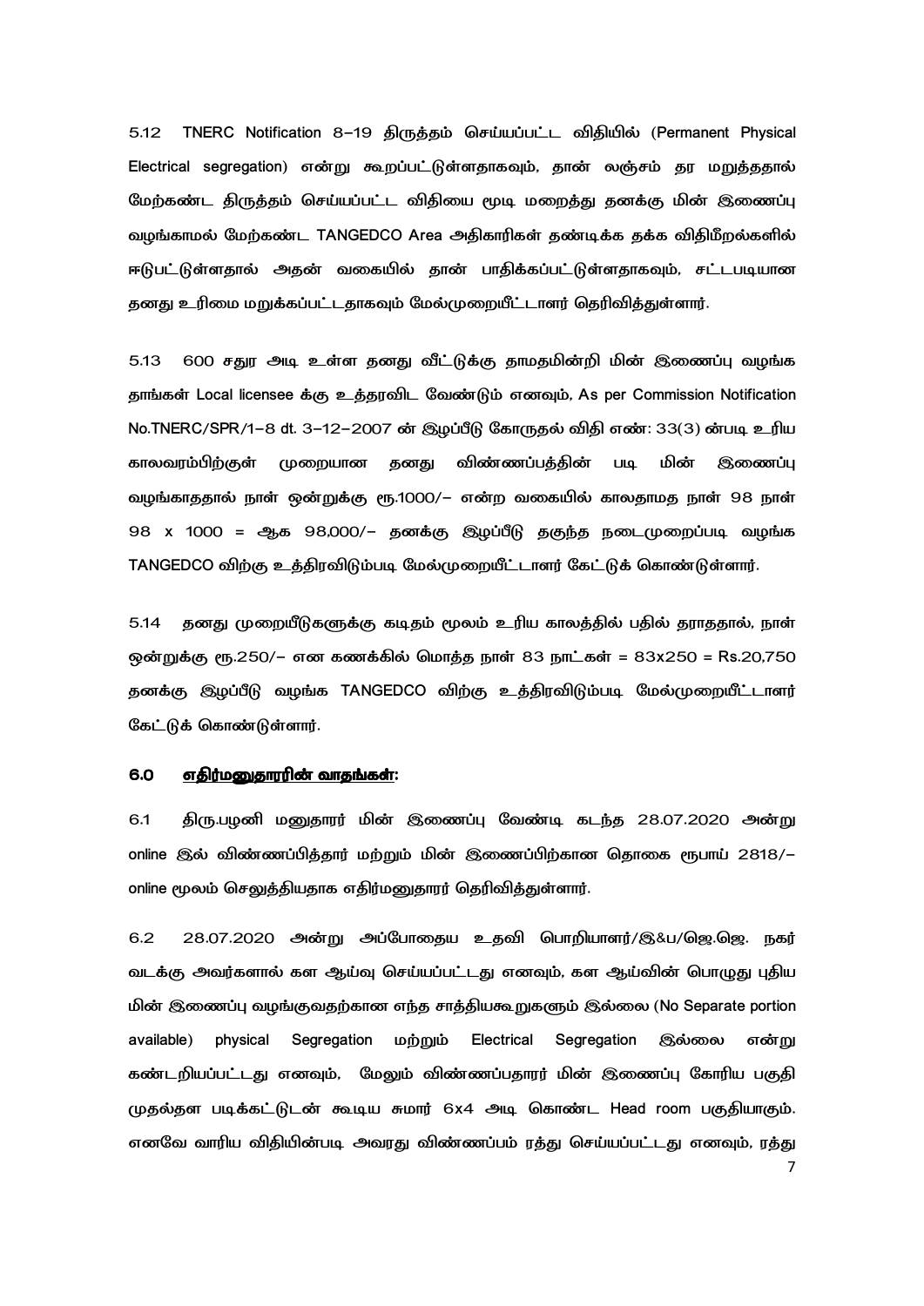5.12 TNERC Notification 8–19 திருத்தம் செய்யப்பட்ட விதியில் (Permanent Physical Electrical segregation) என்று கூறப்பட்டுள்ளதாகவும், தான் லஞ்சம் தர மறுத்ததால் மேற்கண்ட திருத்தம் செய்யப்பட்ட விதியை மூடி மறைத்து தனக்கு மின் இணைப்பு வழங்காமல் மேற்கண்ட TANGEDCO Area அதிகாரிகள் தண்டிக்க தக்க விதிமீறல்களில் ஈடுபட்டுள்ளதால் அதன் வகையில் தான் பாதிக்கப்பட்டுள்ளதாகவும், சட்டபடியான தனது உரிமை மறுக்கப்பட்டதாகவும் மேல்முறையீட்டாளர் தெரிவித்துள்ளார்.

5.13 600 சதுர அடி உள்ள தனது வீட்டுக்கு தாமதமின்றி மின் இணைப்பு வழங்க தாங்கள் Local licensee க்கு உத்தரவிட வேண்டும் எனவும், As per Commission Notification No.TNERC/SPR/1–8 dt. 3–12–2007 ன் இழப்பீடு கோருதல் விதி எண்: 33(3) ன்படி உரிய காலவரம்பிற்குள் முறையான தனது விண்ணப்பத்தின் படி மின் இணைப்பு வழங்காததால் நாள் ஒன்றுக்கு ரூ.1000/– என்ற வகையில் காலதாமத நாள் 98 நாள் 98 x 1000 = ஆக 98,000/– தனக்கு இழப்பீடு தகுந்த நடைமுறைப்படி வழங்க TANGEDCO விற்கு உத்திரவிடும்படி மேல்முறையீட்டாளர் கேட்டுக் கொண்டுள்ளார்.

5.14 தனது முறையீடுகளுக்கு கடிதம் மூலம் உரிய காலத்தில் பதில் தராததால், நாள் ஒன்றுக்கு ரூ.250/– என கணக்கில் மொத்த நாள் 83 நாட்கள் = 83x250 = Rs.20,750 தனக்கு இழப்பீடு வழங்க TANGEDCO விற்கு உத்திரவிடும்படி மேல்முறையீட்டாளர் கேட்டுக் கொண்டுள்ளார்.

### 6.0 எதிர்மனுதாரரின் வாதங்கள்:

6.1 திரு.பழனி மனுதாரர் மின் இணைப்பு வேண்டி கடந்த 28.07.2020 அன்று online இல் விண்ணப்பித்தார் மற்றும் மின் இணைப்பிற்கான தொகை ரூபாய் 2818/– online மூலம் செலுத்தியதாக எதிர்மனுதாரர் தெரிவித்துள்ளார்.

6.2 28.07.2020 அன்று அப்போதைய உதவி பொறியாளர்/இ&ப/ஜெ.ஜெ. நகர் வடக்கு அவர்களால் கள ஆய்வு செய்யப்பட்டது எனவும், கள ஆய்வின் பொழுது புதிய மின் இணைப்பு வழங்குவதற்கான எந்த சாத்தியகூறுகளும் இல்லை (No Separate portion available) physical Segregation மற்றும் Electrical Segregation இல்லை என்று கண்டறியப்பட்டது எனவும், மேலும் விண்ணப்பதாரர் மின் இணைப்பு கோரிய பகுதி முதல்தள படிக்கட்டுடன் கூடிய சுமார் 6x4 அடி கொண்ட Head room பகுதியாகும். எனவே வாரிய விதியின்படி அவரது விண்ணப்பம் ரத்து செய்யப்பட்டது எனவும், ரத்து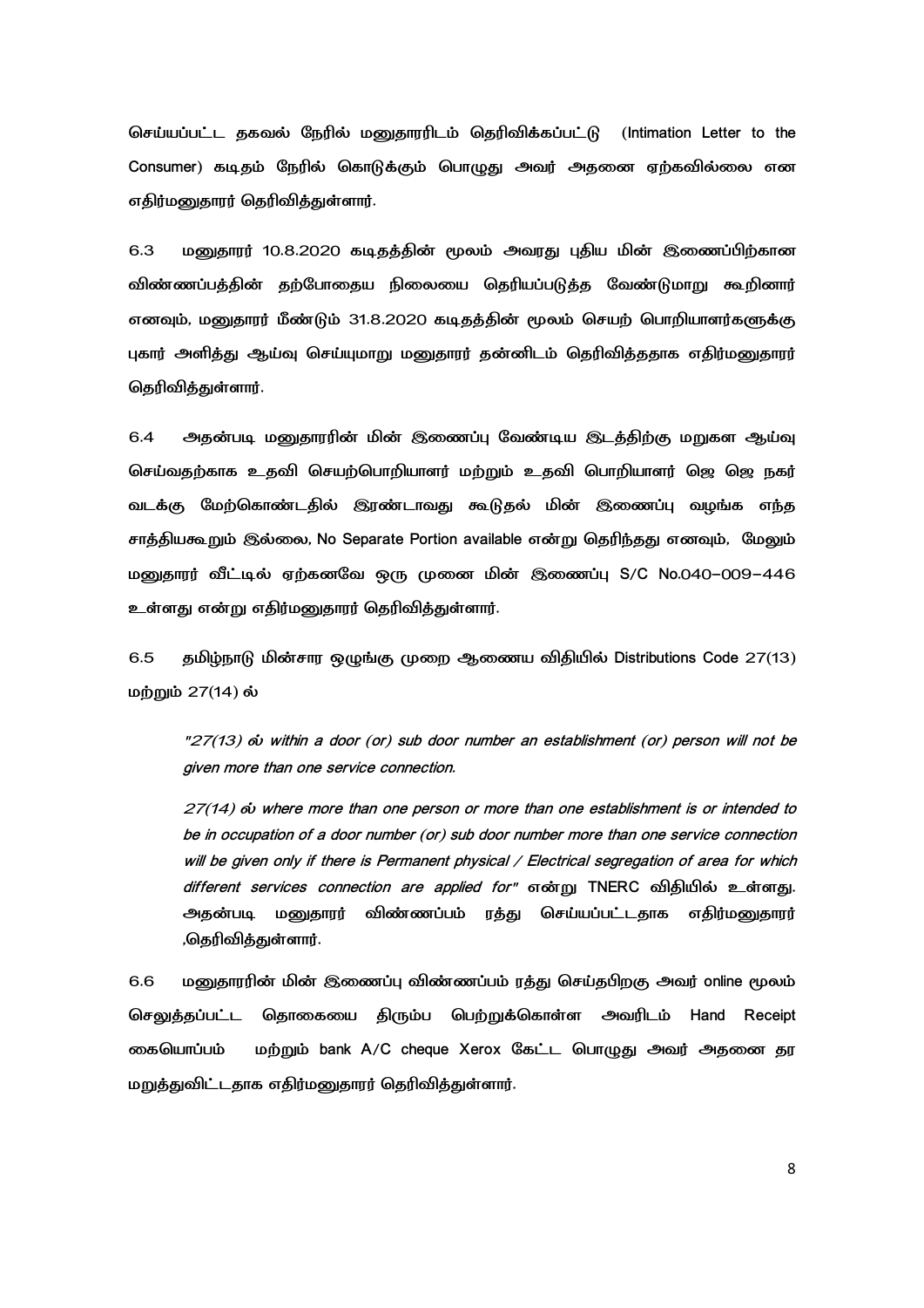செய்யப்பட்ட தகவல் நேரில் மனுதாரரிடம் தெரிவிக்கப்பட்டு (Intimation Letter to the Consumer) கடிதம் நேரில் கொடுக்கும் பொழுது அவர் அதனை ஏற்கவில்லை என எதிர்மனுதாரர் தெரிவித்துள்ளார்.

6.3 மனுதாரர் 10.8.2020 கடிதத்தின் மூலம் அவரது புதிய மின் இணைப்பிற்கான விண்ணப்பத்தின் தற்போதைய நிலையை தெரியப்படுத்த வேண்டுமாறு கூறினார் எனவும், மனுதாரர் மீண்டும் 31.8.2020 கடிதத்தின் மூலம் செயற் பொறியாளர்களுக்கு புகார் அளித்து ஆய்வு செய்யுமாறு மனுதாரர் தன்னிடம் தெரிவித்ததாக எதிர்மனுதாரர் தெரிவித்துள்ளார்.

6.4 அதன்படி மனுதாரரின் மின் இணைப்பு வேண்டிய இடத்திற்கு மறுகள ஆய்வு செய்வதற்காக உதவி செயற்பொறியாளர் மற்றும் உதவி பொறியாளர் ஜெ ஜெ நகர் வடக்கு மேற்கொண்டதில் இரண்டாவது கூடுதல் மின் இணைப்பு வழங்க எந்த சாத்தியகூறும் இல்லை, No Separate Portion available என்று தெரிந்தது எனவும், மேலும் மனுதாரர் வீட்டில் ஏற்கனவே ஒரு முனை மின் இணைப்பு S/C No.040-009-446 உள்ளது என்று எதிர்மனுதாரர் தெரிவித்துள்ளார்.

6.5 தமிழ்நாடு மின்சார ஒழுங்கு முறை ஆணைய விதியில் Distributions Code 27(13) மற்றும் 27(14) ல்

> *"27(13) ல் within a door (or) sub door number an establishment (or) person will not be given more than one service connection.*
>
> *27(14) ல் where more than one person or more than one establishment is or intended to be in occupation of a door number (or) sub door number more than one service connection will be given only if there is Permanent physical / Electrical segregation of area for which different services connection are applied for"* என்று TNERC விதியில் உள்ளது. அதன்படி மனுதாரர் விண்ணப்பம் ரத்து செய்யப்பட்டதாக எதிர்மனுதாரர் ,தெரிவித்துள்ளார்.

6.6 மனுதாரரின் மின் இணைப்பு விண்ணப்பம் ரத்து செய்தபிறகு அவர் online மூலம் செலுத்தப்பட்ட தொகையை திரும்ப பெற்றுக்கொள்ள அவரிடம் Hand Receipt கையொப்பம் மற்றும் bank A/C cheque Xerox கேட்ட பொழுது அவர் அதனை தர மறுத்துவிட்டதாக எதிர்மனுதாரர் தெரிவித்துள்ளார்.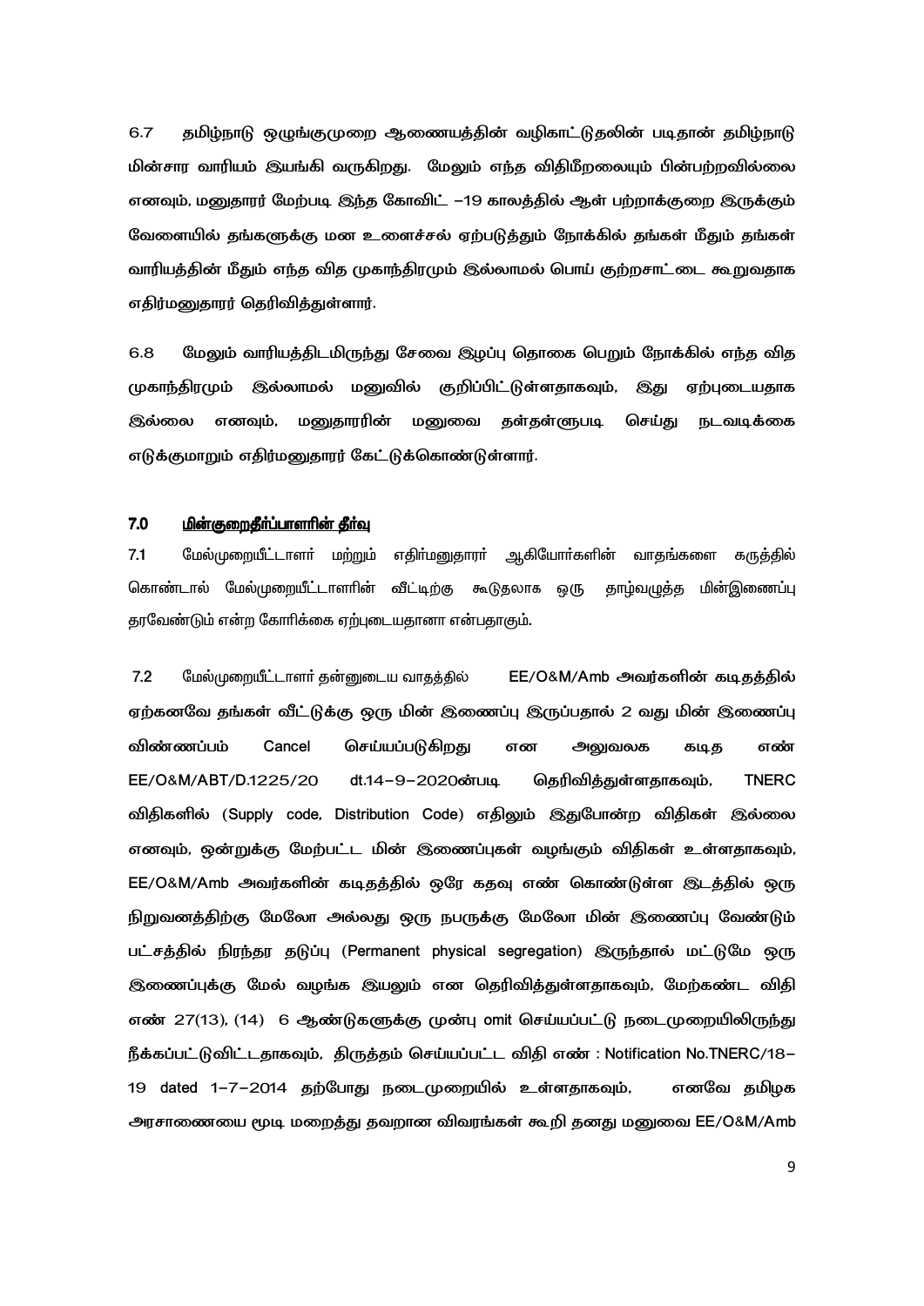6.7 தமிழ்நாடு ஒழுங்குமுறை ஆணையத்தின் வழிகாட்டுதலின் படிதான் தமிழ்நாடு மின்சார வாரியம் இயங்கி வருகிறது. மேலும் எந்த விதிமீறலையும் பின்பற்றவில்லை எனவும், மனுதாரர் மேற்படி இந்த கோவிட் –19 காலத்தில் ஆள் பற்றாக்குறை இருக்கும் வேளையில் தங்களுக்கு மன உளைச்சல் ஏற்படுத்தும் நோக்கில் தங்கள் மீதும் தங்கள் வாரியத்தின் மீதும் எந்த வித முகாந்திரமும் இல்லாமல் பொய் குற்றசாட்டை கூறுவதாக எதிர்மனுதாரர் தெரிவித்துள்ளார்.

6.8 மேலும் வாரியத்திடமிருந்து சேவை இழப்பு தொகை பெறும் நோக்கில் எந்த வித முகாந்திரமும் இல்லாமல் மனுவில் குறிப்பிட்டுள்ளதாகவும், இது ஏற்புடையதாக இல்லை எனவும், மனுதாரரின் மனுவை தள்தள்ளுபடி செய்து நடவடிக்கை எடுக்குமாறும் எதிர்மனுதாரர் கேட்டுக்கொண்டுள்ளார்.

## 7.0 <u>மின்குறைதீர்ப்பாளரின் தீர்வு</u>

7.1 மேல்முறையீட்டாளர் மற்றும் எதிர்மனுதாரர் ஆகியோர்களின் வாதங்களை கருத்தில் கொண்டால் மேல்முறையீட்டாளரின் வீட்டிற்கு கூடுதலாக ஒரு தாழ்வழுத்த மின்இணைப்பு தரவேண்டும் என்ற கோரிக்கை ஏற்புடையதானா என்பதாகும்.

7.2 மேல்முறையீட்டாளர் தன்னுடைய வாதத்தில் EE/O&M/Amb அவர்களின் கடிதத்தில் ஏற்கனவே தங்கள் வீட்டுக்கு ஒரு மின் இணைப்பு இருப்பதால் 2 வது மின் இணைப்பு விண்ணப்பம் Cancel செய்யப்படுகிறது என அலுவலக கடித எண் EE/O&M/ABT/D.1225/20 dt.14–9–2020ன்படி தெரிவித்துள்ளதாகவும், TNERC விதிகளில் (Supply code, Distribution Code) எதிலும் இதுபோன்ற விதிகள் இல்லை எனவும், ஒன்றுக்கு மேற்பட்ட மின் இணைப்புகள் வழங்கும் விதிகள் உள்ளதாகவும், EE/O&M/Amb அவர்களின் கடிதத்தில் ஒரே கதவு எண் கொண்டுள்ள இடத்தில் ஒரு நிறுவனத்திற்கு மேலோ அல்லது ஒரு நபருக்கு மேலோ மின் இணைப்பு வேண்டும் பட்சத்தில் நிரந்தர தடுப்பு (Permanent physical segregation) இருந்தால் மட்டுமே ஒரு இணைப்புக்கு மேல் வழங்க இயலும் என தெரிவித்துள்ளதாகவும், மேற்கண்ட விதி எண் 27(13), (14) 6 ஆண்டுகளுக்கு முன்பு omit செய்யப்பட்டு நடைமுறையிலிருந்து நீக்கப்பட்டுவிட்டதாகவும், திருத்தம் செய்யப்பட்ட விதி எண் : Notification No.TNERC/18–19 dated 1–7–2014 தற்போது நடைமுறையில் உள்ளதாகவும், எனவே தமிழக அரசாணையை மூடி மறைத்து தவறான விவரங்கள் கூறி தனது மனுவை EE/O&M/Amb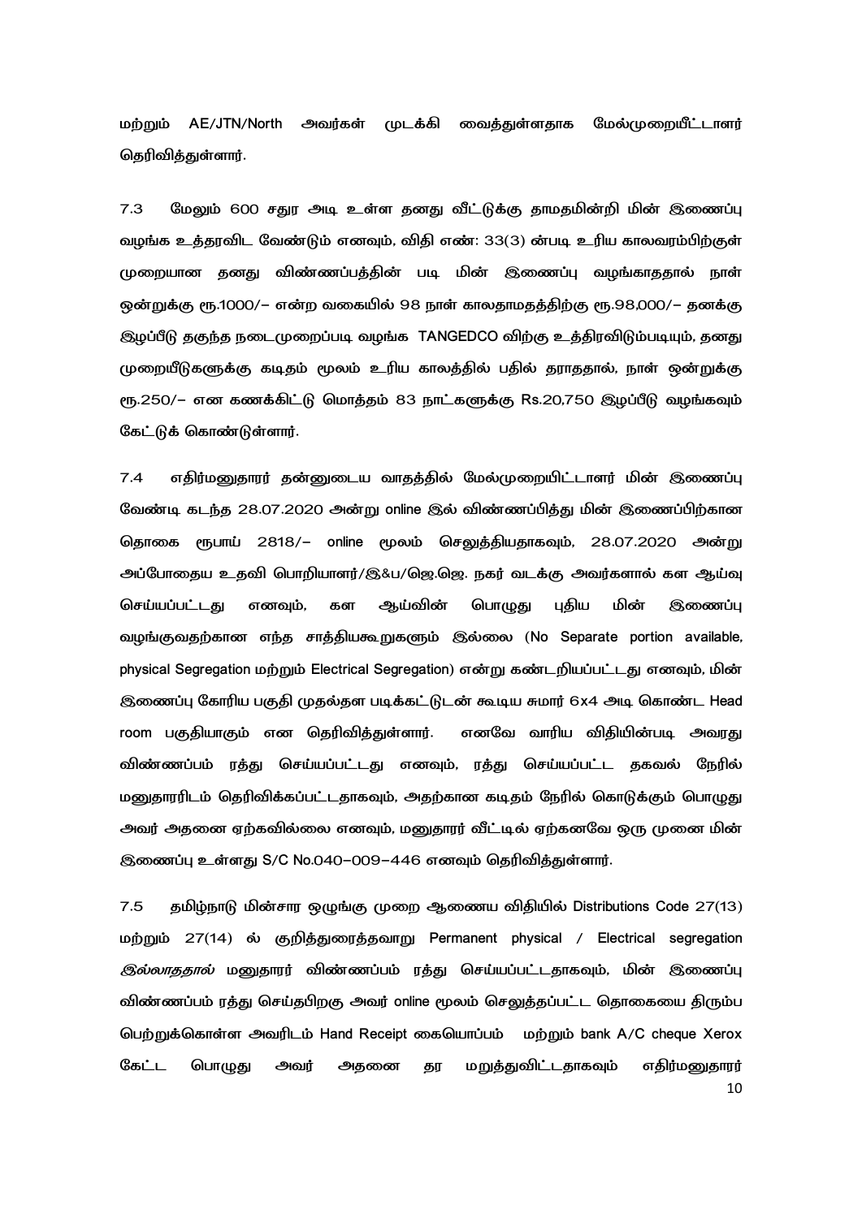மற்றும் AE/JTN/North அவர்கள் முடக்கி வைத்துள்ளதாக மேல்முறையீட்டாளர் தெரிவித்துள்ளார்.

7.3 மேலும் 600 சதுர அடி உள்ள தனது வீட்டுக்கு தாமதமின்றி மின் இணைப்பு வழங்க உத்தரவிட வேண்டும் எனவும், விதி எண்: 33(3) ன்படி உரிய காலவரம்பிற்குள் முறையான தனது விண்ணப்பத்தின் படி மின் இணைப்பு வழங்காததால் நாள் ஒன்றுக்கு ரூ.1000/– என்ற வகையில் 98 நாள் காலதாமதத்திற்கு ரூ.98,000/– தனக்கு இழப்பீடு தகுந்த நடைமுறைப்படி வழங்க TANGEDCO விற்கு உத்திரவிடும்படியும், தனது முறையீடுகளுக்கு கடிதம் மூலம் உரிய காலத்தில் பதில் தராததால், நாள் ஒன்றுக்கு ரூ.250/– என கணக்கிட்டு மொத்தம் 83 நாட்களுக்கு Rs.20,750 இழப்பீடு வழங்கவும் கேட்டுக் கொண்டுள்ளார்.

7.4 எதிர்மனுதாரர் தன்னுடைய வாதத்தில் மேல்முறையிட்டாளர் மின் இணைப்பு வேண்டி கடந்த 28.07.2020 அன்று online இல் விண்ணப்பித்து மின் இணைப்பிற்கான தொகை ரூபாய் 2818/– online மூலம் செலுத்தியதாகவும், 28.07.2020 அன்று அப்போதைய உதவி பொறியாளர்/இ&ப/ஜெ.ஜெ. நகர் வடக்கு அவர்களால் கள ஆய்வு செய்யப்பட்டது எனவும், கள ஆய்வின் பொழுது புதிய மின் இணைப்பு வழங்குவதற்கான எந்த சாத்தியகூறுகளும் இல்லை (No Separate portion available, physical Segregation மற்றும் Electrical Segregation) என்று கண்டறியப்பட்டது எனவும், மின் இணைப்பு கோரிய பகுதி முதல்தள படிக்கட்டுடன் கூடிய சுமார் 6x4 அடி கொண்ட Head room பகுதியாகும் என தெரிவித்துள்ளார். எனவே வாரிய விதியின்படி அவரது விண்ணப்பம் ரத்து செய்யப்பட்டது எனவும், ரத்து செய்யப்பட்ட தகவல் நேரில் மனுதாரரிடம் தெரிவிக்கப்பட்டதாகவும், அதற்கான கடிதம் நேரில் கொடுக்கும் பொழுது அவர் அதனை ஏற்கவில்லை எனவும், மனுதாரர் வீட்டில் ஏற்கனவே ஒரு முனை மின் இணைப்பு உள்ளது S/C No.040–009–446 எனவும் தெரிவித்துள்ளார்.

7.5 தமிழ்நாடு மின்சார ஒழுங்கு முறை ஆணைய விதியில் Distributions Code 27(13) மற்றும் 27(14) ல் குறித்துரைத்தவாறு Permanent physical / Electrical segregation *இல்லாததால்* மனுதாரர் விண்ணப்பம் ரத்து செய்யப்பட்டதாகவும், மின் இணைப்பு விண்ணப்பம் ரத்து செய்தபிறகு அவர் online மூலம் செலுத்தப்பட்ட தொகையை திரும்ப பெற்றுக்கொள்ள அவரிடம் Hand Receipt கையொப்பம் மற்றும் bank A/C cheque Xerox கேட்ட பொழுது அவர் அதனை தர மறுத்துவிட்டதாகவும் எதிர்மனுதாரர்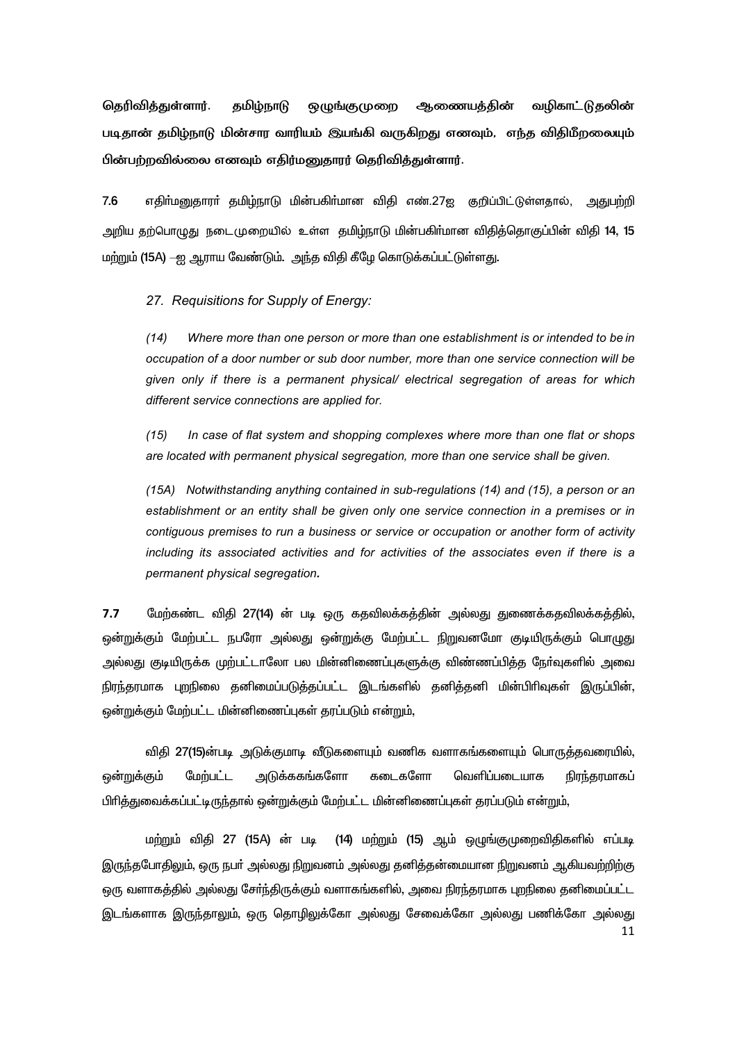**தெரிவித்துள்ளார். தமிழ்நாடு ஒழுங்குமுறை ஆணையத்தின் வழிகாட்டுதலின் படிதான் தமிழ்நாடு மின்சார வாரியம் இயங்கி வருகிறது எனவும், எந்த விதிமீறலையும் பின்பற்றவில்லை எனவும் எதிர்மனுதாரர் தெரிவித்துள்ளார்.**

7.6 எதிர்மனுதாரர் தமிழ்நாடு மின்பகிர்மான விதி எண்.27ஐ குறிப்பிட்டுள்ளதால், அதுபற்றி அறிய தற்பொழுது நடைமுறையில் உள்ள தமிழ்நாடு மின்பகிர்மான விதித்தொகுப்பின் விதி 14, 15 மற்றும் (15A) –ஐ ஆராய வேண்டும். அந்த விதி கீழே கொடுக்கப்பட்டுள்ளது.

*27. Requisitions for Supply of Energy:*

*(14) Where more than one person or more than one establishment is or intended to be in occupation of a door number or sub door number, more than one service connection will be given only if there is a permanent physical/ electrical segregation of areas for which different service connections are applied for.*

*(15) In case of flat system and shopping complexes where more than one flat or shops are located with permanent physical segregation, more than one service shall be given.*

*(15A) Notwithstanding anything contained in sub-regulations (14) and (15), a person or an establishment or an entity shall be given only one service connection in a premises or in contiguous premises to run a business or service or occupation or another form of activity including its associated activities and for activities of the associates even if there is a permanent physical segregation.*

**7.7** மேற்கண்ட விதி 27(14) ன் படி ஒரு கதவிலக்கத்தின் அல்லது துணைக்கதவிலக்கத்தில், ஒன்றுக்கும் மேற்பட்ட நபரோ அல்லது ஒன்றுக்கு மேற்பட்ட நிறுவனமோ குடியிருக்கும் பொழுது அல்லது குடியிருக்க முற்பட்டாலோ பல மின்னிணைப்புகளுக்கு விண்ணப்பித்த நேர்வுகளில் அவை நிரந்தரமாக புறநிலை தனிமைப்படுத்தப்பட்ட இடங்களில் தனித்தனி மின்பிரிவுகள் இருப்பின், ஒன்றுக்கும் மேற்பட்ட மின்னிணைப்புகள் தரப்படும் என்றும்,

விதி 27(15)ன்படி அடுக்குமாடி வீடுகளையும் வணிக வளாகங்களையும் பொருத்தவரையில், ஒன்றுக்கும் மேற்பட்ட அடுக்ககங்களோ கடைகளோ வெளிப்படையாக நிரந்தரமாகப் பிரித்துவைக்கப்பட்டிருந்தால் ஒன்றுக்கும் மேற்பட்ட மின்னிணைப்புகள் தரப்படும் என்றும்,

மற்றும் விதி 27 (15A) ன் படி (14) மற்றும் (15) ஆம் ஒழுங்குமுறைவிதிகளில் எப்படி இருந்தபோதிலும், ஒரு நபர் அல்லது நிறுவனம் அல்லது தனித்தன்மையான நிறுவனம் ஆகியவற்றிற்கு ஒரு வளாகத்தில் அல்லது சேர்ந்திருக்கும் வளாகங்களில், அவை நிரந்தரமாக புறநிலை தனிமைப்பட்ட இடங்களாக இருந்தாலும், ஒரு தொழிலுக்கோ அல்லது சேவைக்கோ அல்லது பணிக்கோ அல்லது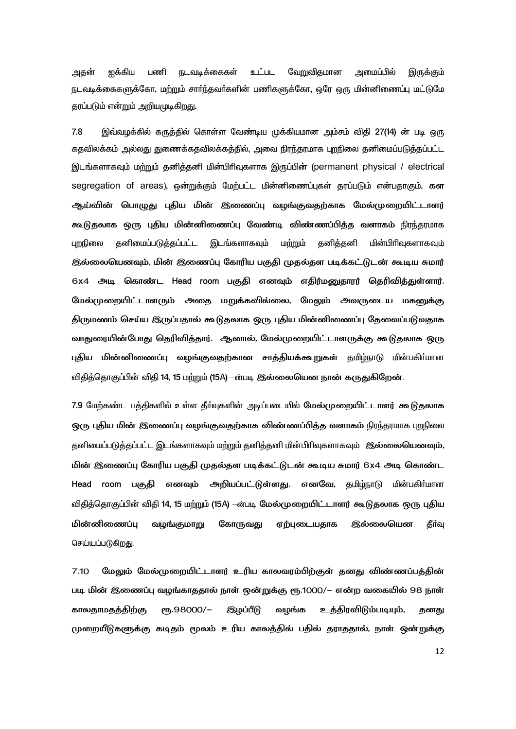அதன் ஐக்கிய பணி நடவடிக்கைகள் உட்பட வேறுவிதமான அமைப்பில் இருக்கும் நடவடிக்கைகளுக்கோ, மற்றும் சார்ந்தவர்களின் பணிகளுக்கோ, ஒரே ஒரு மின்னிணைப்பு மட்டுமே தரப்படும் என்றும் அறியமுடிகிறது.

7.8 இவ்வழக்கில் கருத்தில் கொள்ள வேண்டிய முக்கியமான அம்சம் விதி 27(14) ன் படி ஒரு கதவிலக்கம் அல்லது துணைக்கதவிலக்கத்தில், அவை நிரந்தரமாக புறநிலை தனிமைப்படுத்தப்பட்ட இடங்களாகவும் மற்றும் தனித்தனி மின்பிரிவுகளாக இருப்பின் (permanent physical / electrical segregation of areas), ஒன்றுக்கும் மேற்பட்ட மின்னிணைப்புகள் தரப்படும் என்பதாகும். **கள ஆய்வின் பொழுது புதிய மின் இணைப்பு வழங்குவதற்காக மேல்முறையிட்டாளர் கூடுதலாக ஒரு புதிய மின்னிணைப்பு வேண்டி விண்ணப்பித்த வளாகம்** நிரந்தரமாக புறநிலை தனிமைப்படுத்தப்பட்ட இடங்களாகவும் மற்றும் தனித்தனி மின்பிரிவுகளாகவும் **இல்லையெனவும், மின் இணைப்பு கோரிய பகுதி முதல்தள படிக்கட்டுடன் கூடிய சுமார் 6x4 அடி கொண்ட Head room பகுதி எனவும் எதிர்மனுதாரர் தெரிவித்துள்ளார். மேல்முறையிட்டாளரும் அதை மறுக்கவில்லை, மேலும் அவருடைய மகனுக்கு திருமணம் செய்ய இருப்பதால் கூடுதலாக ஒரு புதிய மின்னிணைப்பு தேவைப்படுவதாக வாதுரையின்போது தெரிவித்தார். ஆனால், மேல்முறையிட்டாளருக்கு கூடுதலாக ஒரு புதிய மின்னிணைப்பு வழங்குவதற்கான சாத்தியக்கூறுகள்** தமிழ்நாடு மின்பகிர்மான விதித்தொகுப்பின் விதி 14, 15 மற்றும் (15A) –ன்படி **இல்லையென நான் கருதுகிறேன்**.

7.9 மேற்கண்ட பத்திகளில் உள்ள தீர்வுகளின் அடிப்படையில் **மேல்முறையிட்டாளர் கூடுதலாக ஒரு புதிய மின் இணைப்பு வழங்குவதற்காக விண்ணப்பித்த வளாகம்** நிரந்தரமாக புறநிலை தனிமைப்படுத்தப்பட்ட இடங்களாகவும் மற்றும் தனித்தனி மின்பிரிவுகளாகவும் **இல்லையெனவும், மின் இணைப்பு கோரிய பகுதி முதல்தள படிக்கட்டுடன் கூடிய சுமார் 6x4 அடி கொண்ட Head room பகுதி எனவும் அறியப்பட்டுள்ளது.** எனவே, தமிழ்நாடு மின்பகிர்மான விதித்தொகுப்பின் விதி 14, 15 மற்றும் (15A) –ன்படி **மேல்முறையிட்டாளர் கூடுதலாக ஒரு புதிய மின்னிணைப்பு வழங்குமாறு கோருவது ஏற்புடையதாக இல்லையென** தீர்வு செய்யப்படுகிறது.

7.10 **மேலும் மேல்முறையிட்டாளர் உரிய காலவரம்பிற்குள் தனது விண்ணப்பத்தின் படி மின் இணைப்பு வழங்காததால் நாள் ஒன்றுக்கு ரூ.1000/– என்ற வகையில் 98 நாள் காலதாமதத்திற்கு ரூ.98000/– இழப்பீடு வழங்க உத்திரவிடும்படியும், தனது முறையீடுகளுக்கு கடிதம் மூலம் உரிய காலத்தில் பதில் தராததால், நாள் ஒன்றுக்கு**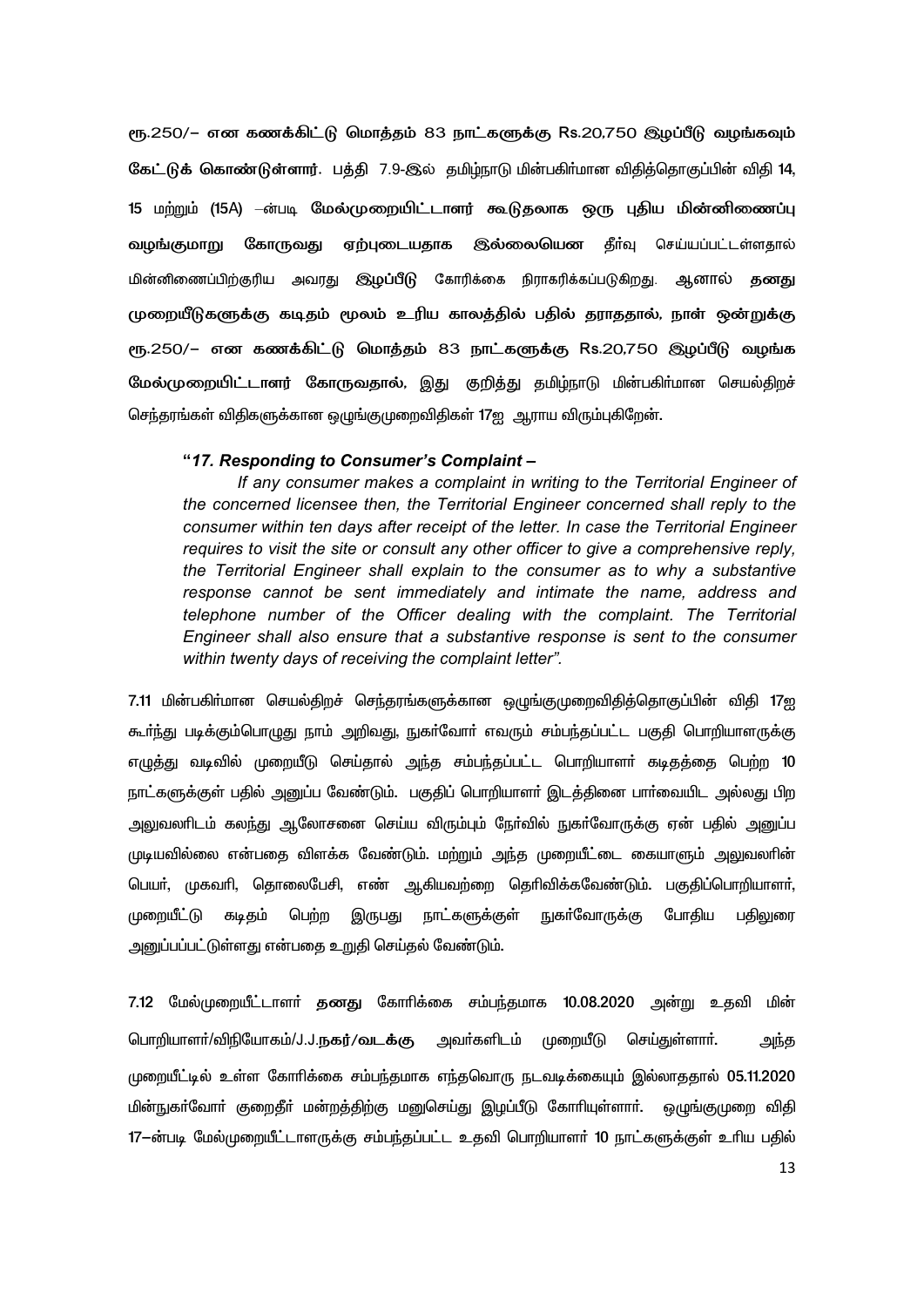ரூ.250/– என கணக்கிட்டு மொத்தம் 83 நாட்களுக்கு Rs.20,750 இழப்பீடு வழங்கவும் கேட்டுக் கொண்டுள்ளார். பத்தி 7.9-இல் தமிழ்நாடு மின்பகிர்மான விதித்தொகுப்பின் விதி 14, 15 மற்றும் (15A) –ன்படி மேல்முறையிட்டாளர் கூடுதலாக ஒரு புதிய மின்னிணைப்பு வழங்குமாறு கோருவது ஏற்புடையதாக இல்லையென தீர்வு செய்யப்பட்டுள்ளதால் மின்னிணைப்பிற்குரிய அவரது இழப்பீடு கோரிக்கை நிராகரிக்கப்படுகிறது. ஆனால் தனது முறையீடுகளுக்கு கடிதம் மூலம் உரிய காலத்தில் பதில் தராததால், நாள் ஒன்றுக்கு ரூ.250/– என கணக்கிட்டு மொத்தம் 83 நாட்களுக்கு Rs.20,750 இழப்பீடு வழங்க மேல்முறையிட்டாளர் கோருவதால், இது குறித்து தமிழ்நாடு மின்பகிர்மான செயல்திறச் செந்தரங்கள் விதிகளுக்கான ஒழுங்குமுறைவிதிகள் 17ஐ ஆராய விரும்புகிறேன்.

> ***"17. Responding to Consumer's Complaint –***
>
> *If any consumer makes a complaint in writing to the Territorial Engineer of the concerned licensee then, the Territorial Engineer concerned shall reply to the consumer within ten days after receipt of the letter. In case the Territorial Engineer requires to visit the site or consult any other officer to give a comprehensive reply, the Territorial Engineer shall explain to the consumer as to why a substantive response cannot be sent immediately and intimate the name, address and telephone number of the Officer dealing with the complaint. The Territorial Engineer shall also ensure that a substantive response is sent to the consumer within twenty days of receiving the complaint letter".*

7.11 மின்பகிர்மான செயல்திறச் செந்தரங்களுக்கான ஒழுங்குமுறைவிதித்தொகுப்பின் விதி 17ஐ கூர்ந்து படிக்கும்பொழுது நாம் அறிவது, நுகர்வோர் எவரும் சம்பந்தப்பட்ட பகுதி பொறியாளருக்கு எழுத்து வடிவில் முறையீடு செய்தால் அந்த சம்பந்தப்பட்ட பொறியாளர் கடிதத்தை பெற்ற 10 நாட்களுக்குள் பதில் அனுப்ப வேண்டும். பகுதிப் பொறியாளர் இடத்தினை பார்வையிட அல்லது பிற அலுவலரிடம் கலந்து ஆலோசனை செய்ய விரும்பும் நேர்வில் நுகர்வோருக்கு ஏன் பதில் அனுப்ப முடியவில்லை என்பதை விளக்க வேண்டும். மற்றும் அந்த முறையீட்டை கையாளும் அலுவலரின் பெயர், முகவரி, தொலைபேசி, எண் ஆகியவற்றை தெரிவிக்கவேண்டும். பகுதிப்பொறியாளர், முறையீட்டு கடிதம் பெற்ற இருபது நாட்களுக்குள் நுகர்வோருக்கு போதிய பதிலுரை அனுப்பப்பட்டுள்ளது என்பதை உறுதி செய்தல் வேண்டும்.

7.12 மேல்முறையீட்டாளர் தனது கோரிக்கை சம்பந்தமாக 10.08.2020 அன்று உதவி மின் பொறியாளர்/விநியோகம்/J.J.நகர்/வடக்கு அவர்களிடம் முறையீடு செய்துள்ளார். அந்த முறையீட்டில் உள்ள கோரிக்கை சம்பந்தமாக எந்தவொரு நடவடிக்கையும் இல்லாததால் 05.11.2020 மின்நுகர்வோர் குறைதீர் மன்றத்திற்கு மனுசெய்து இழப்பீடு கோரியுள்ளார். ஒழுங்குமுறை விதி 17–ன்படி மேல்முறையீட்டாளருக்கு சம்பந்தப்பட்ட உதவி பொறியாளர் 10 நாட்களுக்குள் உரிய பதில்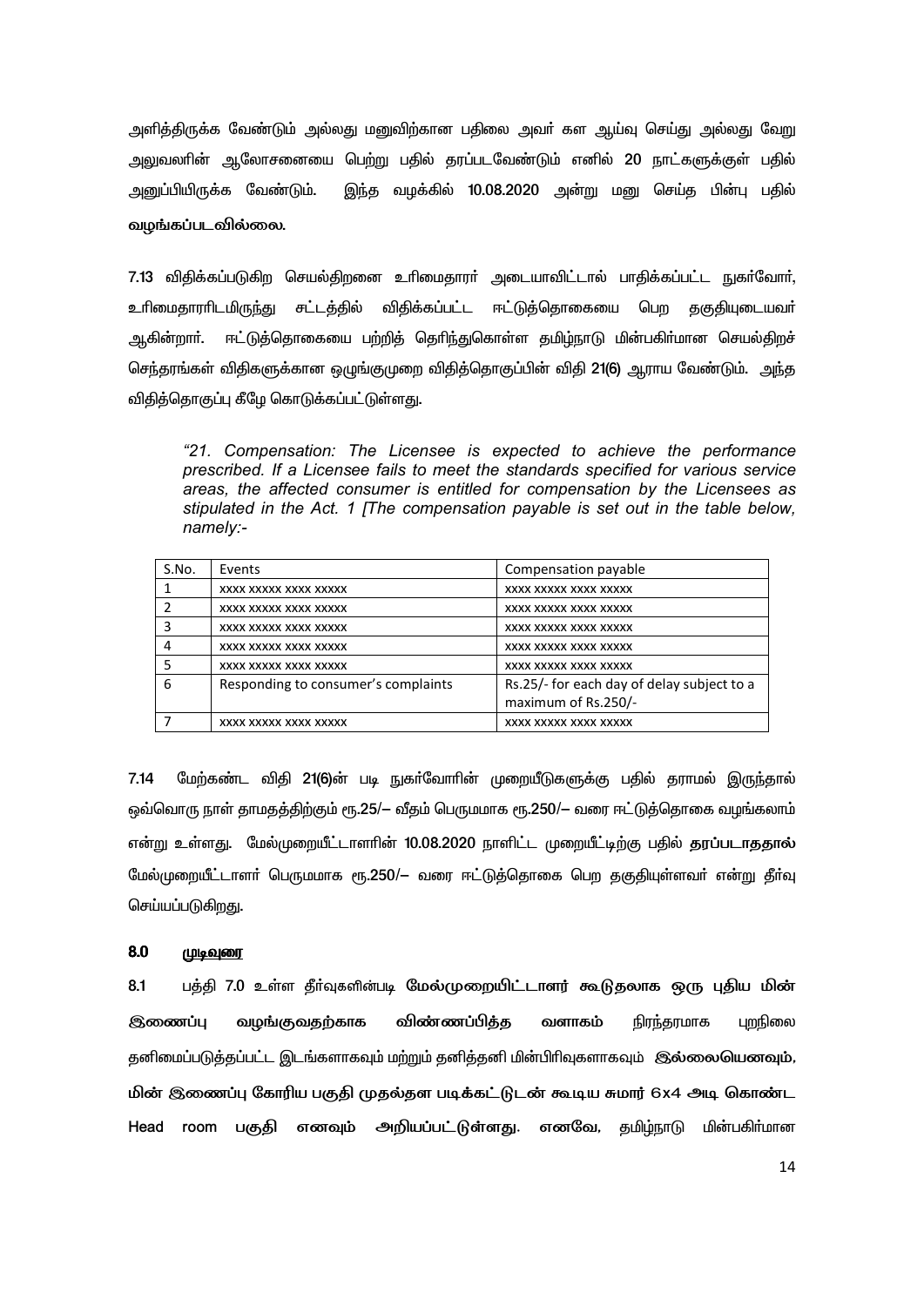அளித்திருக்க வேண்டும் அல்லது மனுவிற்கான பதிலை அவர் கள ஆய்வு செய்து அல்லது வேறு அலுவலரின் ஆலோசனையை பெற்று பதில் தரப்படவேண்டும் எனில் 20 நாட்களுக்குள் பதில் அனுப்பியிருக்க வேண்டும். இந்த வழக்கில் 10.08.2020 அன்று மனு செய்த பின்பு பதில் **வழங்கப்படவில்லை.**

**7.13** விதிக்கப்படுகிற செயல்திறனை உரிமைதாரர் அடையாவிட்டால் பாதிக்கப்பட்ட நுகர்வோர், உரிமைதாரரிடமிருந்து சட்டத்தில் விதிக்கப்பட்ட ஈட்டுத்தொகையை பெற தகுதியுடையவர் ஆகின்றார். ஈட்டுத்தொகையை பற்றித் தெரிந்துகொள்ள தமிழ்நாடு மின்பகிர்மான செயல்திறச் செந்தரங்கள் விதிகளுக்கான ஒழுங்குமுறை விதித்தொகுப்பின் விதி **21(6)** ஆராய வேண்டும். அந்த விதித்தொகுப்பு கீழே கொடுக்கப்பட்டுள்ளது.

> *"21. Compensation: The Licensee is expected to achieve the performance prescribed. If a Licensee fails to meet the standards specified for various service areas, the affected consumer is entitled for compensation by the Licensees as stipulated in the Act. 1 [The compensation payable is set out in the table below, namely:-*

| S.No. | Events | Compensation payable |
|---|---|---|
| 1 | xxxx xxxxx xxxx xxxxx | xxxx xxxxx xxxx xxxxx |
| 2 | xxxx xxxxx xxxx xxxxx | xxxx xxxxx xxxx xxxxx |
| 3 | xxxx xxxxx xxxx xxxxx | xxxx xxxxx xxxx xxxxx |
| 4 | xxxx xxxxx xxxx xxxxx | xxxx xxxxx xxxx xxxxx |
| 5 | xxxx xxxxx xxxx xxxxx | xxxx xxxxx xxxx xxxxx |
| 6 | Responding to consumer's complaints | Rs.25/- for each day of delay subject to a maximum of Rs.250/- |
| 7 | xxxx xxxxx xxxx xxxxx | xxxx xxxxx xxxx xxxxx |

**7.14** மேற்கண்ட விதி **21(6)**ன் படி நுகர்வோரின் முறையீடுகளுக்கு பதில் தராமல் இருந்தால் ஒவ்வொரு நாள் தாமதத்திற்கும் ரூ.25/– வீதம் பெருமமாக ரூ.250/– வரை ஈட்டுத்தொகை வழங்கலாம் என்று உள்ளது. மேல்முறையீட்டாளரின் 10.08.2020 நாளிட்ட முறையீட்டிற்கு பதில் **தரப்படாததால்** மேல்முறையீட்டாளர் பெருமமாக ரூ.250/– வரை ஈட்டுத்தொகை பெற தகுதியுள்ளவர் என்று தீர்வு செய்யப்படுகிறது.

## 8.0 <u>முடிவுரை</u>

**8.1** பத்தி 7.0 உள்ள தீர்வுகளின்படி **மேல்முறையீட்டாளர் கூடுதலாக ஒரு புதிய மின் இணைப்பு வழங்குவதற்காக விண்ணப்பித்த வளாகம்** நிரந்தரமாக புறநிலை தனிமைப்படுத்தப்பட்ட இடங்களாகவும் மற்றும் தனித்தனி மின்பிரிவுகளாகவும் **இல்லையெனவும், மின் இணைப்பு கோரிய பகுதி முதல்தள படிக்கட்டுடன் கூடிய சுமார் 6x4 அடி கொண்ட Head room பகுதி எனவும் அறியப்பட்டுள்ளது. எனவே,** தமிழ்நாடு மின்பகிர்மான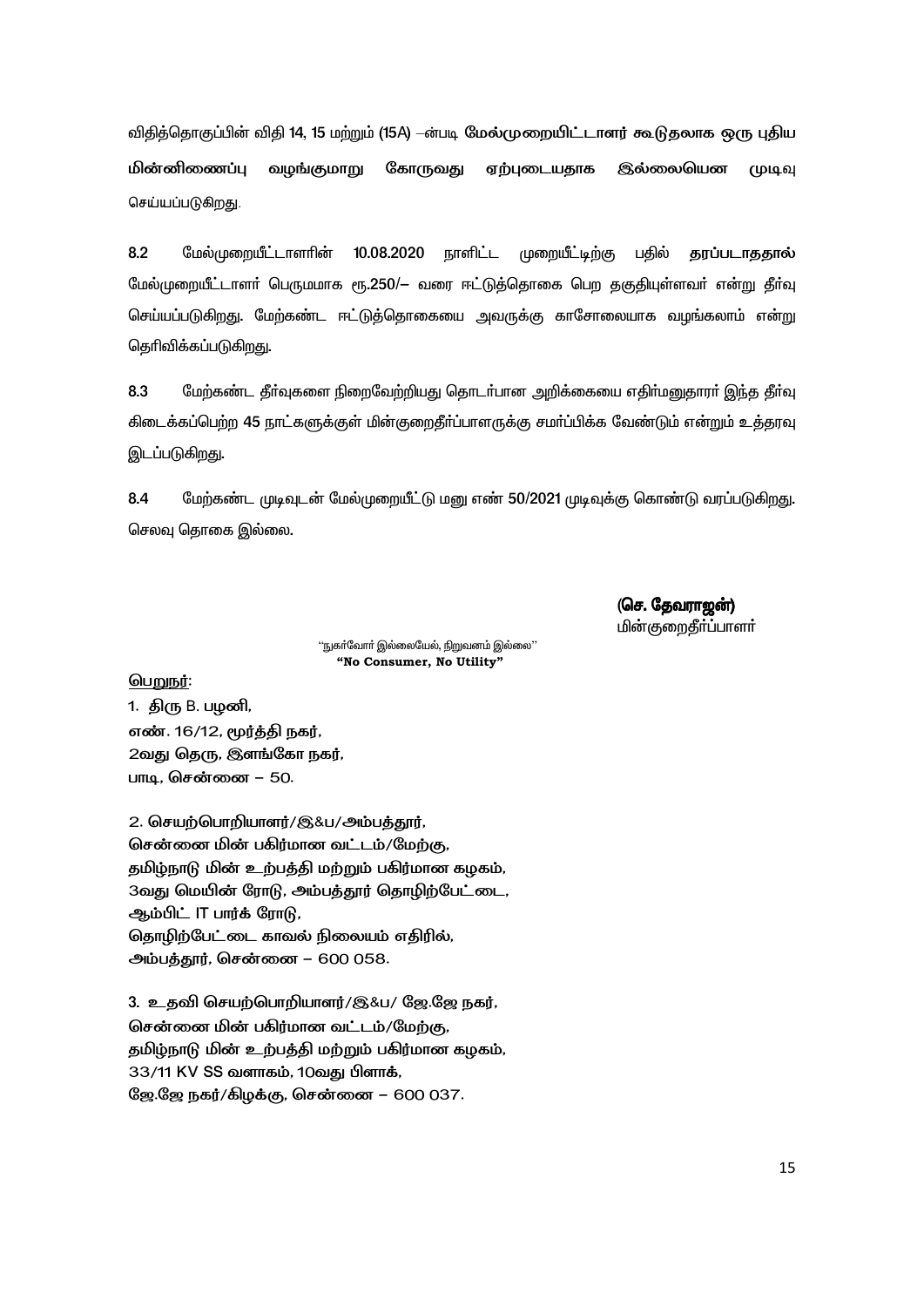விதித்தொகுப்பின் விதி 14, 15 மற்றும் (15A) –ன்படி **மேல்முறையிட்டாளர் கூடுதலாக ஒரு புதிய மின்னிணைப்பு வழங்குமாறு கோருவது ஏற்புடையதாக இல்லையென** முடிவு செய்யப்படுகிறது.

8.2 மேல்முறையீட்டாளரின் 10.08.2020 நாளிட்ட முறையீட்டிற்கு பதில் **தரப்படாததால்** மேல்முறையீட்டாளர் பெருமமாக ரூ.250/– வரை ஈட்டுத்தொகை பெற தகுதியுள்ளவர் என்று தீர்வு செய்யப்படுகிறது. மேற்கண்ட ஈட்டுத்தொகையை அவருக்கு காசோலையாக வழங்கலாம் என்று தெரிவிக்கப்படுகிறது.

8.3 மேற்கண்ட தீர்வுகளை நிறைவேற்றியது தொடர்பான அறிக்கையை எதிர்மனுதாரர் இந்த தீர்வு கிடைக்கப்பெற்ற 45 நாட்களுக்குள் மின்குறைதீர்ப்பாளருக்கு சமர்ப்பிக்க வேண்டும் என்றும் உத்தரவு இடப்படுகிறது.

8.4 மேற்கண்ட முடிவுடன் மேல்முறையீட்டு மனு எண் 50/2021 முடிவுக்கு கொண்டு வரப்படுகிறது. செலவு தொகை இல்லை.

**(செ. தேவராஜன்)**
மின்குறைதீர்ப்பாளர்

"நுகர்வோர் இல்லையேல், நிறுவனம் இல்லை"
**"No Consumer, No Utility"**

<u>பெறுநர்</u>:

1. திரு B. பழனி,
எண். 16/12, மூர்த்தி நகர்,
2வது தெரு, இளங்கோ நகர்,
பாடி, சென்னை – 50.

2. செயற்பொறியாளர்/இ&ப/அம்பத்தூர்,
சென்னை மின் பகிர்மான வட்டம்/மேற்கு,
தமிழ்நாடு மின் உற்பத்தி மற்றும் பகிர்மான கழகம்,
3வது மெயின் ரோடு, அம்பத்தூர் தொழிற்பேட்டை,
ஆம்பிட் IT பார்க் ரோடு,
தொழிற்பேட்டை காவல் நிலையம் எதிரில்,
அம்பத்தூர், சென்னை – 600 058.

3. உதவி செயற்பொறியாளர்/இ&ப/ ஜே.ஜே நகர்,
சென்னை மின் பகிர்மான வட்டம்/மேற்கு,
தமிழ்நாடு மின் உற்பத்தி மற்றும் பகிர்மான கழகம்,
33/11 KV SS வளாகம், 10வது பிளாக்,
ஜே.ஜே நகர்/கிழக்கு, சென்னை – 600 037.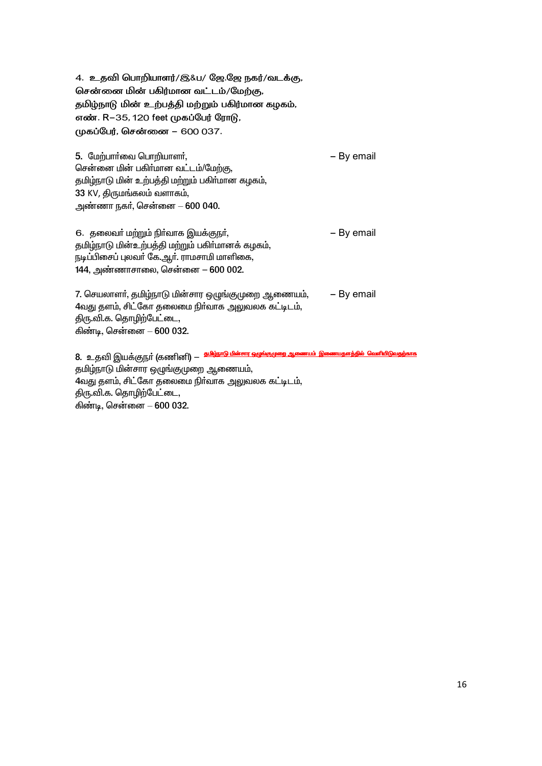4. உதவி பொறியாளர்/இ&ப/ ஜே.ஜே நகர்/வடக்கு,
சென்னை மின் பகிர்மான வட்டம்/மேற்கு,
தமிழ்நாடு மின் உற்பத்தி மற்றும் பகிர்மான கழகம்,
எண். R–35, 120 feet முகப்பேர் ரோடு,
முகப்பேர், சென்னை – 600 037.

5. மேற்பார்வை பொறியாளர், – By email
சென்னை மின் பகிர்மான வட்டம்/மேற்கு,
தமிழ்நாடு மின் உற்பத்தி மற்றும் பகிர்மான கழகம்,
33 KV, திருமங்கலம் வளாகம்,
அண்ணா நகர், சென்னை – 600 040.

6. தலைவர் மற்றும் நிர்வாக இயக்குநர், – By email
தமிழ்நாடு மின்உற்பத்தி மற்றும் பகிர்மானக் கழகம்,
நடிப்பிசைப் புலவர் கே.ஆர். ராமசாமி மாளிகை,
144, அண்ணாசாலை, சென்னை – 600 002.

7. செயலாளர், தமிழ்நாடு மின்சார ஒழுங்குமுறை ஆணையம், – By email
4வது தளம், சிட்கோ தலைமை நிர்வாக அலுவலக கட்டிடம்,
திரு.வி.க. தொழிற்பேட்டை,
கிண்டி, சென்னை – 600 032.

8. உதவி இயக்குநர் (கணினி) – தமிழ்நாடு மின்சார ஒழுங்குமுறை ஆணையம் இணையதளத்தில் வெளியிடுவதற்காக
தமிழ்நாடு மின்சார ஒழுங்குமுறை ஆணையம்,
4வது தளம், சிட்கோ தலைமை நிர்வாக அலுவலக கட்டிடம்,
திரு.வி.க. தொழிற்பேட்டை,
கிண்டி, சென்னை – 600 032.